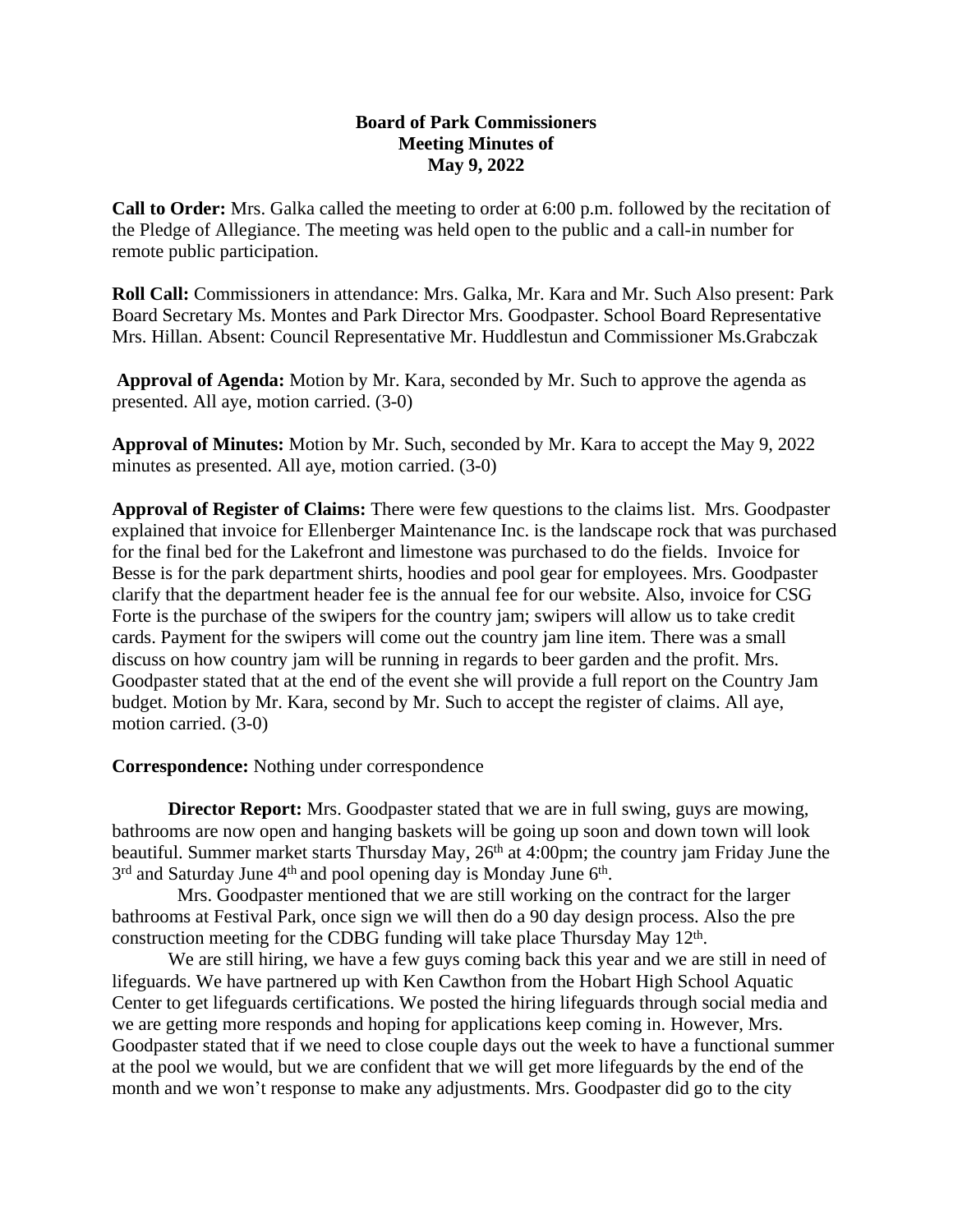**Board of Park Commissioners**
**Meeting Minutes of**
**May 9, 2022**

**Call to Order:** Mrs. Galka called the meeting to order at 6:00 p.m. followed by the recitation of the Pledge of Allegiance. The meeting was held open to the public and a call-in number for remote public participation.

**Roll Call:** Commissioners in attendance: Mrs. Galka, Mr. Kara and Mr. Such Also present: Park Board Secretary Ms. Montes and Park Director Mrs. Goodpaster. School Board Representative Mrs. Hillan. Absent: Council Representative Mr. Huddlestun and Commissioner Ms.Grabczak

**Approval of Agenda:** Motion by Mr. Kara, seconded by Mr. Such to approve the agenda as presented. All aye, motion carried. (3-0)

**Approval of Minutes:** Motion by Mr. Such, seconded by Mr. Kara to accept the May 9, 2022 minutes as presented. All aye, motion carried. (3-0)

**Approval of Register of Claims:** There were few questions to the claims list. Mrs. Goodpaster explained that invoice for Ellenberger Maintenance Inc. is the landscape rock that was purchased for the final bed for the Lakefront and limestone was purchased to do the fields. Invoice for Besse is for the park department shirts, hoodies and pool gear for employees. Mrs. Goodpaster clarify that the department header fee is the annual fee for our website. Also, invoice for CSG Forte is the purchase of the swipers for the country jam; swipers will allow us to take credit cards. Payment for the swipers will come out the country jam line item. There was a small discuss on how country jam will be running in regards to beer garden and the profit. Mrs. Goodpaster stated that at the end of the event she will provide a full report on the Country Jam budget. Motion by Mr. Kara, second by Mr. Such to accept the register of claims. All aye, motion carried. (3-0)

**Correspondence:** Nothing under correspondence

**Director Report:** Mrs. Goodpaster stated that we are in full swing, guys are mowing, bathrooms are now open and hanging baskets will be going up soon and down town will look beautiful. Summer market starts Thursday May, 26th at 4:00pm; the country jam Friday June the 3rd and Saturday June 4th and pool opening day is Monday June 6th.

Mrs. Goodpaster mentioned that we are still working on the contract for the larger bathrooms at Festival Park, once sign we will then do a 90 day design process. Also the pre construction meeting for the CDBG funding will take place Thursday May 12th.

We are still hiring, we have a few guys coming back this year and we are still in need of lifeguards. We have partnered up with Ken Cawthon from the Hobart High School Aquatic Center to get lifeguards certifications. We posted the hiring lifeguards through social media and we are getting more responds and hoping for applications keep coming in. However, Mrs. Goodpaster stated that if we need to close couple days out the week to have a functional summer at the pool we would, but we are confident that we will get more lifeguards by the end of the month and we won't response to make any adjustments. Mrs. Goodpaster did go to the city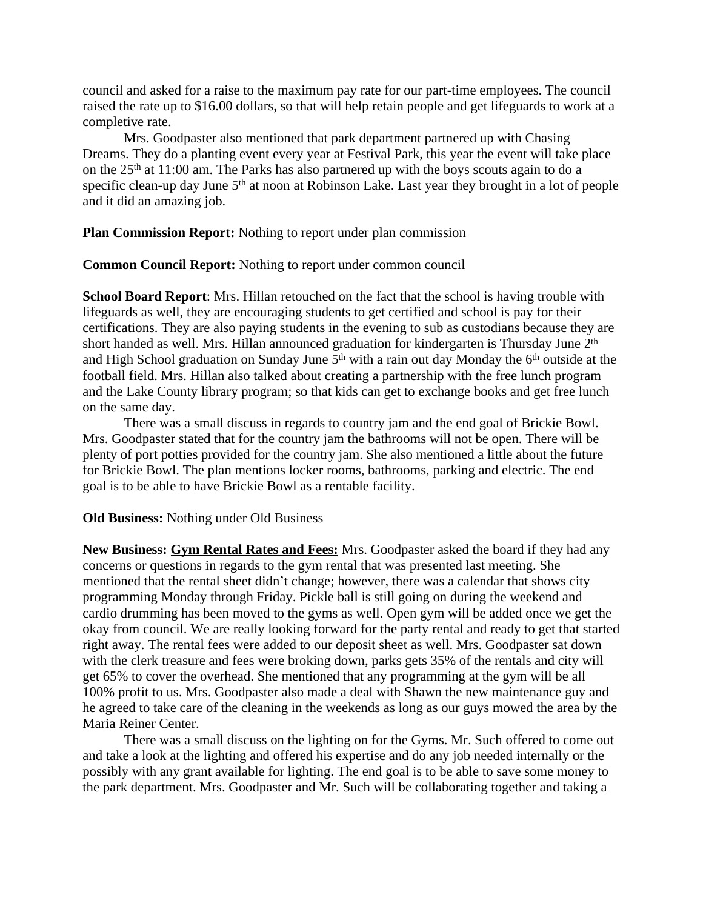council and asked for a raise to the maximum pay rate for our part-time employees. The council raised the rate up to $16.00 dollars, so that will help retain people and get lifeguards to work at a completive rate.

Mrs. Goodpaster also mentioned that park department partnered up with Chasing Dreams. They do a planting event every year at Festival Park, this year the event will take place on the 25th at 11:00 am. The Parks has also partnered up with the boys scouts again to do a specific clean-up day June 5th at noon at Robinson Lake. Last year they brought in a lot of people and it did an amazing job.

**Plan Commission Report:** Nothing to report under plan commission

**Common Council Report:** Nothing to report under common council

**School Board Report**: Mrs. Hillan retouched on the fact that the school is having trouble with lifeguards as well, they are encouraging students to get certified and school is pay for their certifications. They are also paying students in the evening to sub as custodians because they are short handed as well. Mrs. Hillan announced graduation for kindergarten is Thursday June 2th and High School graduation on Sunday June 5th with a rain out day Monday the 6th outside at the football field. Mrs. Hillan also talked about creating a partnership with the free lunch program and the Lake County library program; so that kids can get to exchange books and get free lunch on the same day.

There was a small discuss in regards to country jam and the end goal of Brickie Bowl. Mrs. Goodpaster stated that for the country jam the bathrooms will not be open. There will be plenty of port potties provided for the country jam. She also mentioned a little about the future for Brickie Bowl. The plan mentions locker rooms, bathrooms, parking and electric. The end goal is to be able to have Brickie Bowl as a rentable facility.

**Old Business:** Nothing under Old Business

**New Business: <u>Gym Rental Rates and Fees:</u>** Mrs. Goodpaster asked the board if they had any concerns or questions in regards to the gym rental that was presented last meeting. She mentioned that the rental sheet didn't change; however, there was a calendar that shows city programming Monday through Friday. Pickle ball is still going on during the weekend and cardio drumming has been moved to the gyms as well. Open gym will be added once we get the okay from council. We are really looking forward for the party rental and ready to get that started right away. The rental fees were added to our deposit sheet as well. Mrs. Goodpaster sat down with the clerk treasure and fees were broking down, parks gets 35% of the rentals and city will get 65% to cover the overhead. She mentioned that any programming at the gym will be all 100% profit to us. Mrs. Goodpaster also made a deal with Shawn the new maintenance guy and he agreed to take care of the cleaning in the weekends as long as our guys mowed the area by the Maria Reiner Center.

There was a small discuss on the lighting on for the Gyms. Mr. Such offered to come out and take a look at the lighting and offered his expertise and do any job needed internally or the possibly with any grant available for lighting. The end goal is to be able to save some money to the park department. Mrs. Goodpaster and Mr. Such will be collaborating together and taking a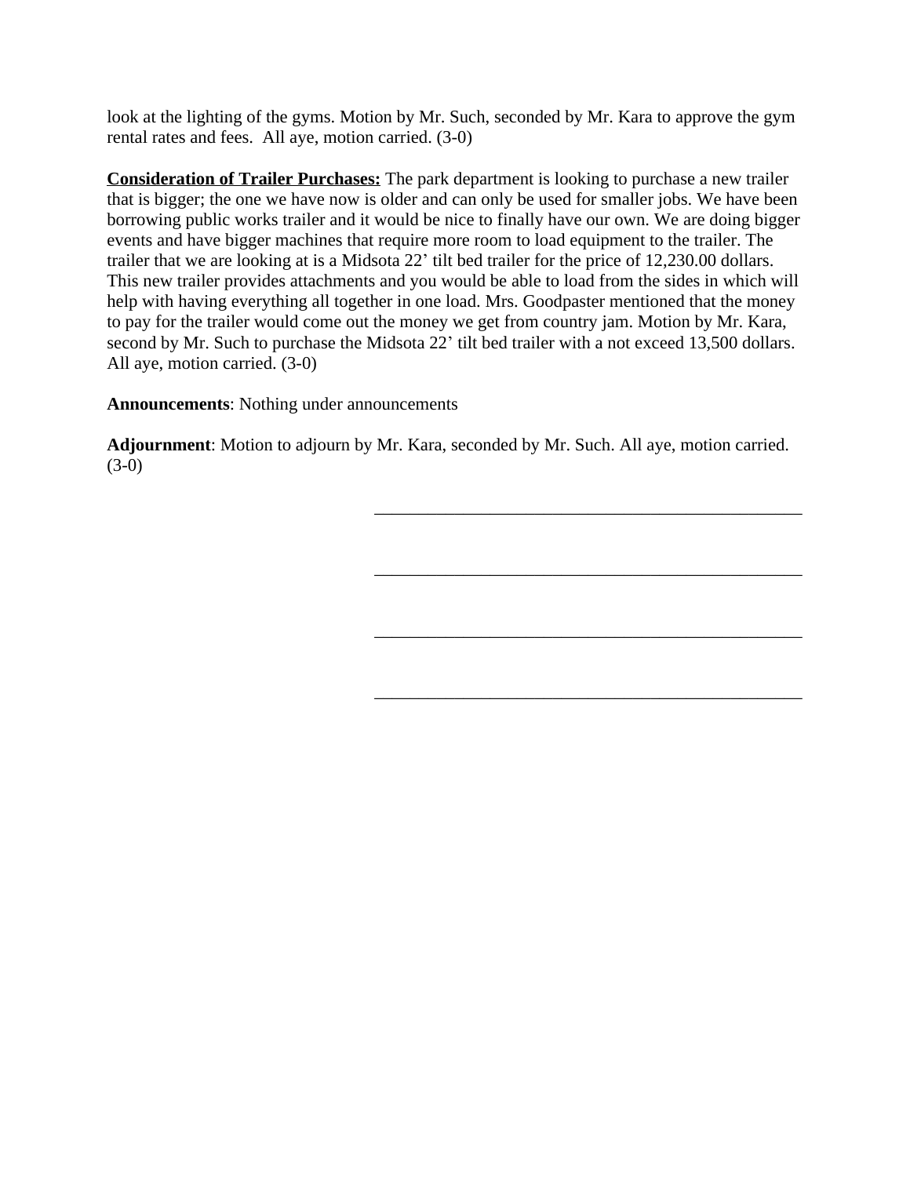look at the lighting of the gyms. Motion by Mr. Such, seconded by Mr. Kara to approve the gym rental rates and fees.  All aye, motion carried. (3-0)

**Consideration of Trailer Purchases:** The park department is looking to purchase a new trailer that is bigger; the one we have now is older and can only be used for smaller jobs. We have been borrowing public works trailer and it would be nice to finally have our own. We are doing bigger events and have bigger machines that require more room to load equipment to the trailer. The trailer that we are looking at is a Midsota 22' tilt bed trailer for the price of 12,230.00 dollars. This new trailer provides attachments and you would be able to load from the sides in which will help with having everything all together in one load. Mrs. Goodpaster mentioned that the money to pay for the trailer would come out the money we get from country jam. Motion by Mr. Kara, second by Mr. Such to purchase the Midsota 22' tilt bed trailer with a not exceed 13,500 dollars. All aye, motion carried. (3-0)

**Announcements**: Nothing under announcements

**Adjournment**: Motion to adjourn by Mr. Kara, seconded by Mr. Such. All aye, motion carried. (3-0)

\_\_\_\_\_\_\_\_\_\_\_\_\_\_\_\_\_\_\_\_\_\_\_\_\_\_\_\_\_\_\_\_\_\_\_\_\_\_\_\_\_\_\_\_\_\_

\_\_\_\_\_\_\_\_\_\_\_\_\_\_\_\_\_\_\_\_\_\_\_\_\_\_\_\_\_\_\_\_\_\_\_\_\_\_\_\_\_\_\_\_\_\_

\_\_\_\_\_\_\_\_\_\_\_\_\_\_\_\_\_\_\_\_\_\_\_\_\_\_\_\_\_\_\_\_\_\_\_\_\_\_\_\_\_\_\_\_\_\_

\_\_\_\_\_\_\_\_\_\_\_\_\_\_\_\_\_\_\_\_\_\_\_\_\_\_\_\_\_\_\_\_\_\_\_\_\_\_\_\_\_\_\_\_\_\_